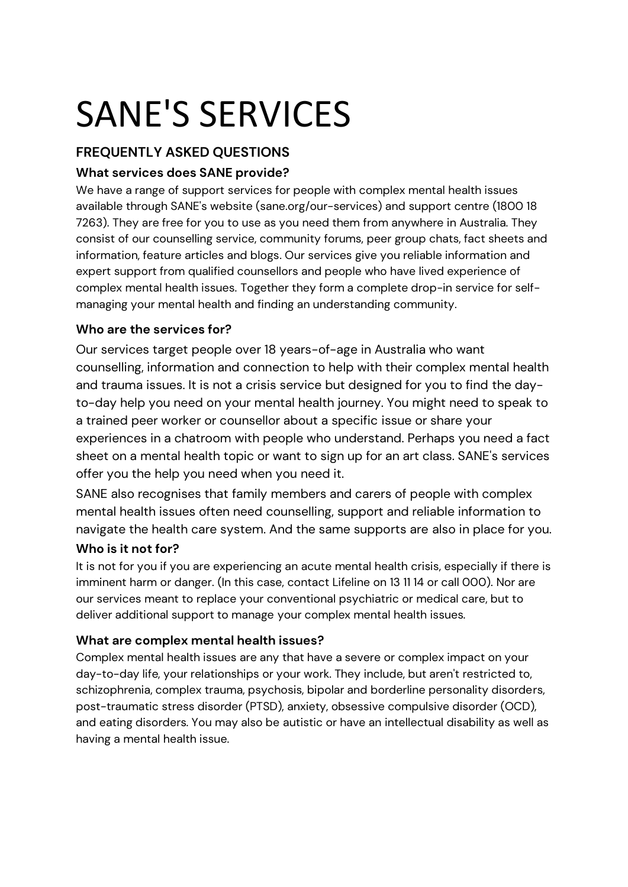# SANE'S SERVICES

## FREQUENTLY ASKED QUESTIONS

### What services does SANE provide?

We have a range of support services for people with complex mental health issues available through SANE's website (sane.org/our-services) and support centre (1800 18 7263). They are free for you to use as you need them from anywhere in Australia. They consist of our counselling service, community forums, peer group chats, fact sheets and information, feature articles and blogs. Our services give you reliable information and expert support from qualified counsellors and people who have lived experience of complex mental health issues. Together they form a complete drop-in service for self-managing your mental health and finding an understanding community.

### Who are the services for?

Our services target people over 18 years-of-age in Australia who want counselling, information and connection to help with their complex mental health and trauma issues. It is not a crisis service but designed for you to find the day-to-day help you need on your mental health journey. You might need to speak to a trained peer worker or counsellor about a specific issue or share your experiences in a chatroom with people who understand. Perhaps you need a fact sheet on a mental health topic or want to sign up for an art class. SANE's services offer you the help you need when you need it.

SANE also recognises that family members and carers of people with complex mental health issues often need counselling, support and reliable information to navigate the health care system. And the same supports are also in place for you.

### Who is it not for?

It is not for you if you are experiencing an acute mental health crisis, especially if there is imminent harm or danger. (In this case, contact Lifeline on 13 11 14 or call 000). Nor are our services meant to replace your conventional psychiatric or medical care, but to deliver additional support to manage your complex mental health issues.

### What are complex mental health issues?

Complex mental health issues are any that have a severe or complex impact on your day-to-day life, your relationships or your work. They include, but aren't restricted to, schizophrenia, complex trauma, psychosis, bipolar and borderline personality disorders, post-traumatic stress disorder (PTSD), anxiety, obsessive compulsive disorder (OCD), and eating disorders. You may also be autistic or have an intellectual disability as well as having a mental health issue.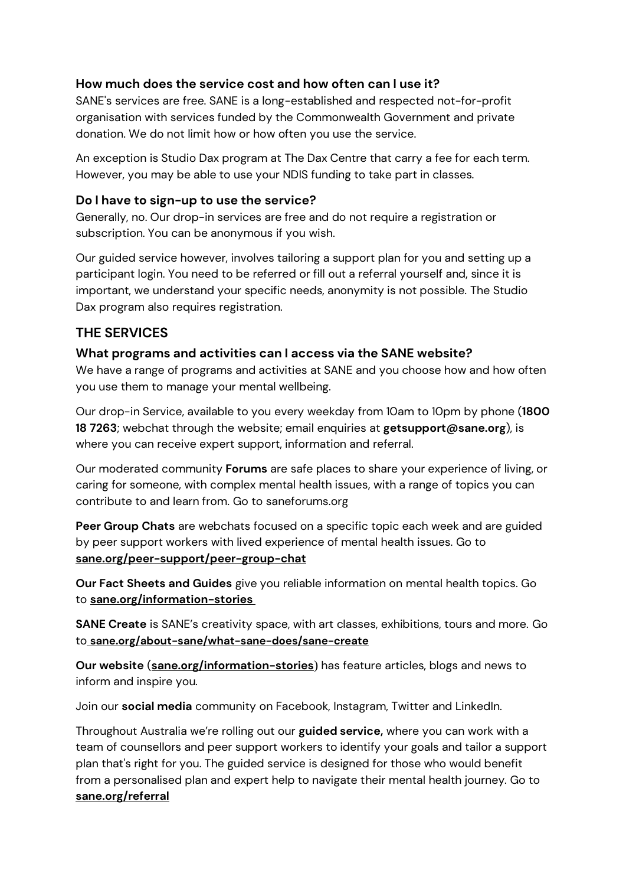### How much does the service cost and how often can I use it?

SANE's services are free. SANE is a long-established and respected not-for-profit organisation with services funded by the Commonwealth Government and private donation. We do not limit how or how often you use the service.

An exception is Studio Dax program at The Dax Centre that carry a fee for each term. However, you may be able to use your NDIS funding to take part in classes.

### Do I have to sign-up to use the service?

Generally, no. Our drop-in services are free and do not require a registration or subscription. You can be anonymous if you wish.

Our guided service however, involves tailoring a support plan for you and setting up a participant login. You need to be referred or fill out a referral yourself and, since it is important, we understand your specific needs, anonymity is not possible. The Studio Dax program also requires registration.

## THE SERVICES

### What programs and activities can I access via the SANE website?

We have a range of programs and activities at SANE and you choose how and how often you use them to manage your mental wellbeing.

Our drop-in Service, available to you every weekday from 10am to 10pm by phone (**1800 18 7263**; webchat through the website; email enquiries at **getsupport@sane.org**), is where you can receive expert support, information and referral.

Our moderated community **Forums** are safe places to share your experience of living, or caring for someone, with complex mental health issues, with a range of topics you can contribute to and learn from. Go to saneforums.org

**Peer Group Chats** are webchats focused on a specific topic each week and are guided by peer support workers with lived experience of mental health issues. Go to **sane.org/peer-support/peer-group-chat**

**Our Fact Sheets and Guides** give you reliable information on mental health topics. Go to **sane.org/information-stories**

**SANE Create** is SANE's creativity space, with art classes, exhibitions, tours and more. Go to **sane.org/about-sane/what-sane-does/sane-create**

**Our website** (**sane.org/information-stories**) has feature articles, blogs and news to inform and inspire you.

Join our **social media** community on Facebook, Instagram, Twitter and LinkedIn.

Throughout Australia we're rolling out our **guided service,** where you can work with a team of counsellors and peer support workers to identify your goals and tailor a support plan that's right for you. The guided service is designed for those who would benefit from a personalised plan and expert help to navigate their mental health journey. Go to **sane.org/referral**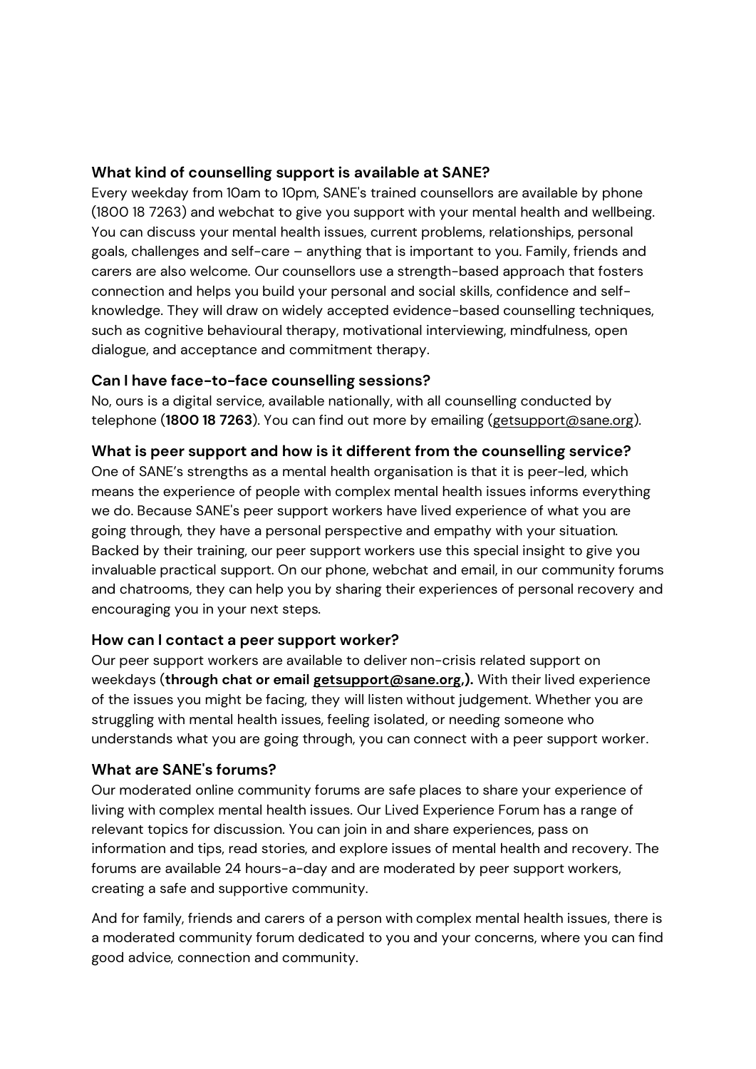**What kind of counselling support is available at SANE?**

Every weekday from 10am to 10pm, SANE's trained counsellors are available by phone (1800 18 7263) and webchat to give you support with your mental health and wellbeing. You can discuss your mental health issues, current problems, relationships, personal goals, challenges and self-care – anything that is important to you. Family, friends and carers are also welcome. Our counsellors use a strength-based approach that fosters connection and helps you build your personal and social skills, confidence and self-knowledge. They will draw on widely accepted evidence-based counselling techniques, such as cognitive behavioural therapy, motivational interviewing, mindfulness, open dialogue, and acceptance and commitment therapy.

**Can I have face-to-face counselling sessions?**

No, ours is a digital service, available nationally, with all counselling conducted by telephone (**1800 18 7263**). You can find out more by emailing (getsupport@sane.org).

**What is peer support and how is it different from the counselling service?**

One of SANE's strengths as a mental health organisation is that it is peer-led, which means the experience of people with complex mental health issues informs everything we do. Because SANE's peer support workers have lived experience of what you are going through, they have a personal perspective and empathy with your situation. Backed by their training, our peer support workers use this special insight to give you invaluable practical support. On our phone, webchat and email, in our community forums and chatrooms, they can help you by sharing their experiences of personal recovery and encouraging you in your next steps.

**How can I contact a peer support worker?**

Our peer support workers are available to deliver non-crisis related support on weekdays (**through chat or email getsupport@sane.org,).** With their lived experience of the issues you might be facing, they will listen without judgement. Whether you are struggling with mental health issues, feeling isolated, or needing someone who understands what you are going through, you can connect with a peer support worker.

**What are SANE's forums?**

Our moderated online community forums are safe places to share your experience of living with complex mental health issues. Our Lived Experience Forum has a range of relevant topics for discussion. You can join in and share experiences, pass on information and tips, read stories, and explore issues of mental health and recovery. The forums are available 24 hours-a-day and are moderated by peer support workers, creating a safe and supportive community.

And for family, friends and carers of a person with complex mental health issues, there is a moderated community forum dedicated to you and your concerns, where you can find good advice, connection and community.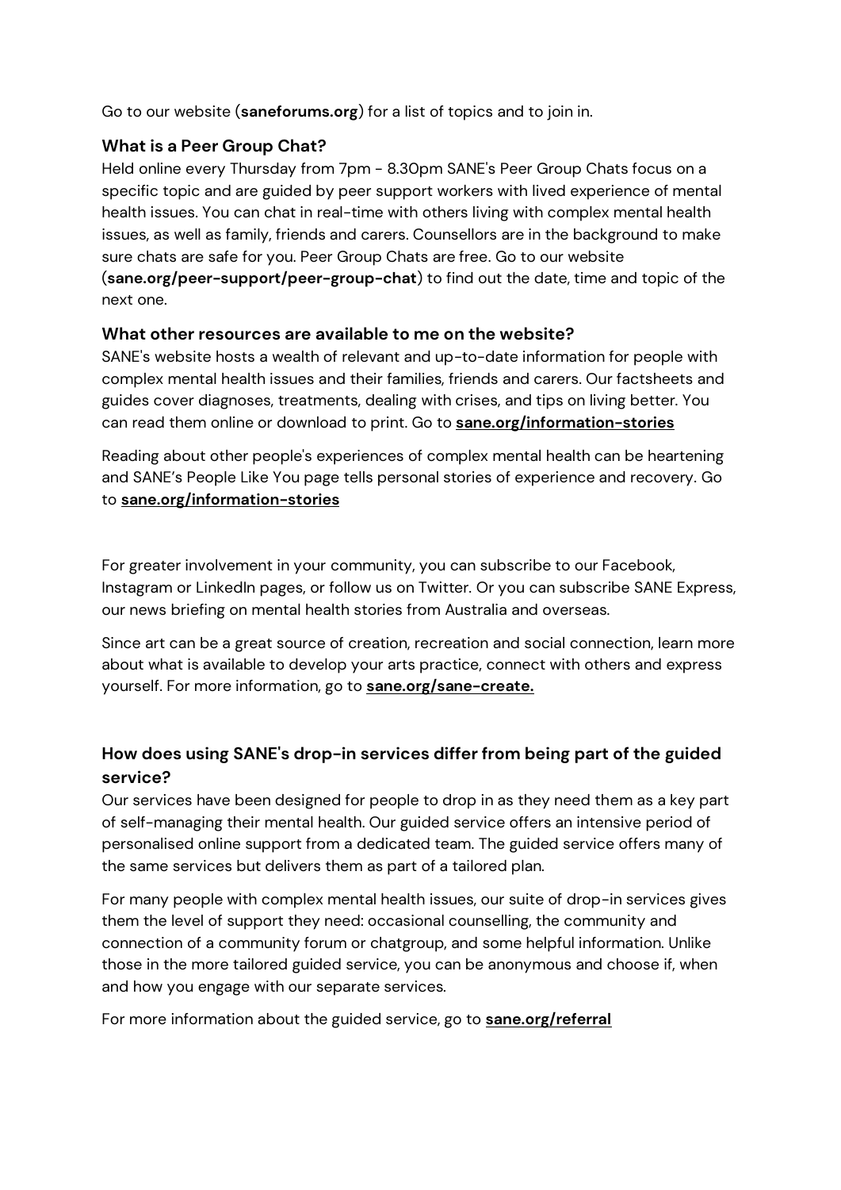Go to our website (**saneforums.org**) for a list of topics and to join in.

### What is a Peer Group Chat?

Held online every Thursday from 7pm - 8.30pm SANE's Peer Group Chats focus on a specific topic and are guided by peer support workers with lived experience of mental health issues. You can chat in real-time with others living with complex mental health issues, as well as family, friends and carers. Counsellors are in the background to make sure chats are safe for you. Peer Group Chats are free. Go to our website (**sane.org/peer-support/peer-group-chat**) to find out the date, time and topic of the next one.

### What other resources are available to me on the website?

SANE's website hosts a wealth of relevant and up-to-date information for people with complex mental health issues and their families, friends and carers. Our factsheets and guides cover diagnoses, treatments, dealing with crises, and tips on living better. You can read them online or download to print. Go to **sane.org/information-stories**

Reading about other people's experiences of complex mental health can be heartening and SANE's People Like You page tells personal stories of experience and recovery. Go to **sane.org/information-stories**

For greater involvement in your community, you can subscribe to our Facebook, Instagram or LinkedIn pages, or follow us on Twitter. Or you can subscribe SANE Express, our news briefing on mental health stories from Australia and overseas.

Since art can be a great source of creation, recreation and social connection, learn more about what is available to develop your arts practice, connect with others and express yourself. For more information, go to **sane.org/sane-create.**

### How does using SANE's drop-in services differ from being part of the guided service?

Our services have been designed for people to drop in as they need them as a key part of self-managing their mental health. Our guided service offers an intensive period of personalised online support from a dedicated team. The guided service offers many of the same services but delivers them as part of a tailored plan.

For many people with complex mental health issues, our suite of drop-in services gives them the level of support they need: occasional counselling, the community and connection of a community forum or chatgroup, and some helpful information. Unlike those in the more tailored guided service, you can be anonymous and choose if, when and how you engage with our separate services.

For more information about the guided service, go to **sane.org/referral**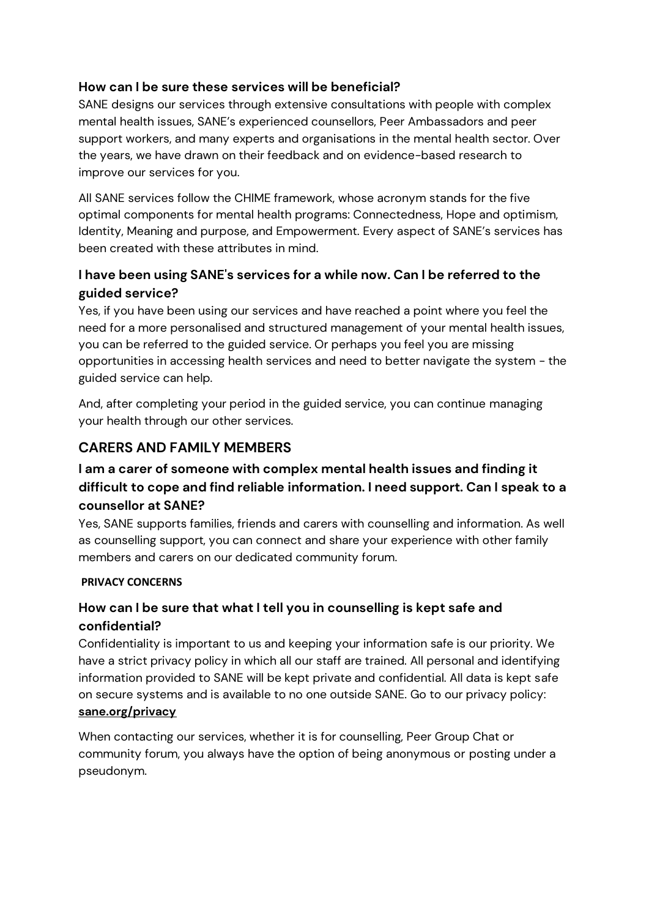### How can I be sure these services will be beneficial?

SANE designs our services through extensive consultations with people with complex mental health issues, SANE's experienced counsellors, Peer Ambassadors and peer support workers, and many experts and organisations in the mental health sector. Over the years, we have drawn on their feedback and on evidence-based research to improve our services for you.

All SANE services follow the CHIME framework, whose acronym stands for the five optimal components for mental health programs: Connectedness, Hope and optimism, Identity, Meaning and purpose, and Empowerment. Every aspect of SANE's services has been created with these attributes in mind.

### I have been using SANE's services for a while now. Can I be referred to the guided service?

Yes, if you have been using our services and have reached a point where you feel the need for a more personalised and structured management of your mental health issues, you can be referred to the guided service. Or perhaps you feel you are missing opportunities in accessing health services and need to better navigate the system - the guided service can help.

And, after completing your period in the guided service, you can continue managing your health through our other services.

## CARERS AND FAMILY MEMBERS

### I am a carer of someone with complex mental health issues and finding it difficult to cope and find reliable information. I need support. Can I speak to a counsellor at SANE?

Yes, SANE supports families, friends and carers with counselling and information. As well as counselling support, you can connect and share your experience with other family members and carers on our dedicated community forum.

**PRIVACY CONCERNS**

### How can I be sure that what I tell you in counselling is kept safe and confidential?

Confidentiality is important to us and keeping your information safe is our priority. We have a strict privacy policy in which all our staff are trained. All personal and identifying information provided to SANE will be kept private and confidential. All data is kept safe on secure systems and is available to no one outside SANE. Go to our privacy policy: **sane.org/privacy**

When contacting our services, whether it is for counselling, Peer Group Chat or community forum, you always have the option of being anonymous or posting under a pseudonym.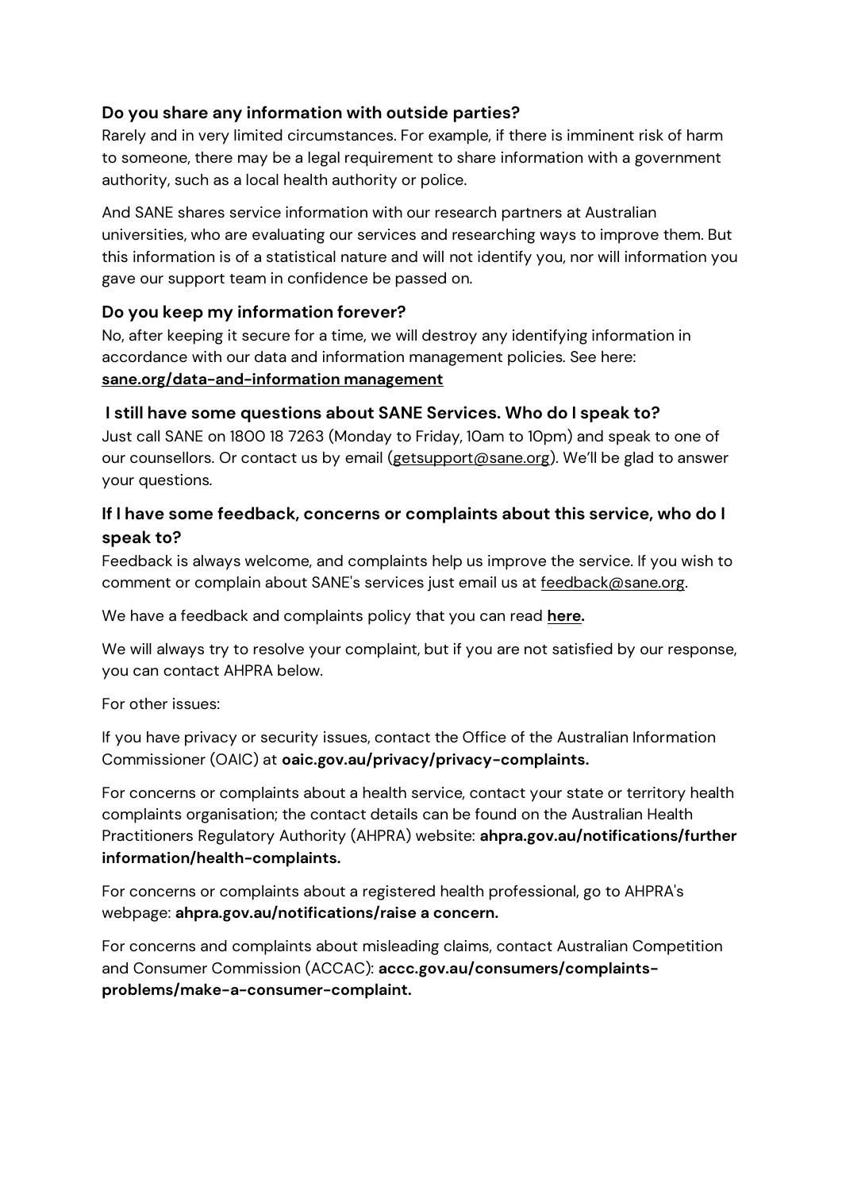### Do you share any information with outside parties?

Rarely and in very limited circumstances. For example, if there is imminent risk of harm to someone, there may be a legal requirement to share information with a government authority, such as a local health authority or police.

And SANE shares service information with our research partners at Australian universities, who are evaluating our services and researching ways to improve them. But this information is of a statistical nature and will not identify you, nor will information you gave our support team in confidence be passed on.

### Do you keep my information forever?

No, after keeping it secure for a time, we will destroy any identifying information in accordance with our data and information management policies. See here: **sane.org/data-and-information management**

### I still have some questions about SANE Services. Who do I speak to?

Just call SANE on 1800 18 7263 (Monday to Friday, 10am to 10pm) and speak to one of our counsellors. Or contact us by email (getsupport@sane.org). We'll be glad to answer your questions.

### If I have some feedback, concerns or complaints about this service, who do I speak to?

Feedback is always welcome, and complaints help us improve the service. If you wish to comment or complain about SANE's services just email us at feedback@sane.org.

We have a feedback and complaints policy that you can read **here.**

We will always try to resolve your complaint, but if you are not satisfied by our response, you can contact AHPRA below.

For other issues:

If you have privacy or security issues, contact the Office of the Australian Information Commissioner (OAIC) at **oaic.gov.au/privacy/privacy-complaints.**

For concerns or complaints about a health service, contact your state or territory health complaints organisation; the contact details can be found on the Australian Health Practitioners Regulatory Authority (AHPRA) website: **ahpra.gov.au/notifications/further information/health-complaints.**

For concerns or complaints about a registered health professional, go to AHPRA's webpage: **ahpra.gov.au/notifications/raise a concern.**

For concerns and complaints about misleading claims, contact Australian Competition and Consumer Commission (ACCAC): **accc.gov.au/consumers/complaints-problems/make-a-consumer-complaint.**